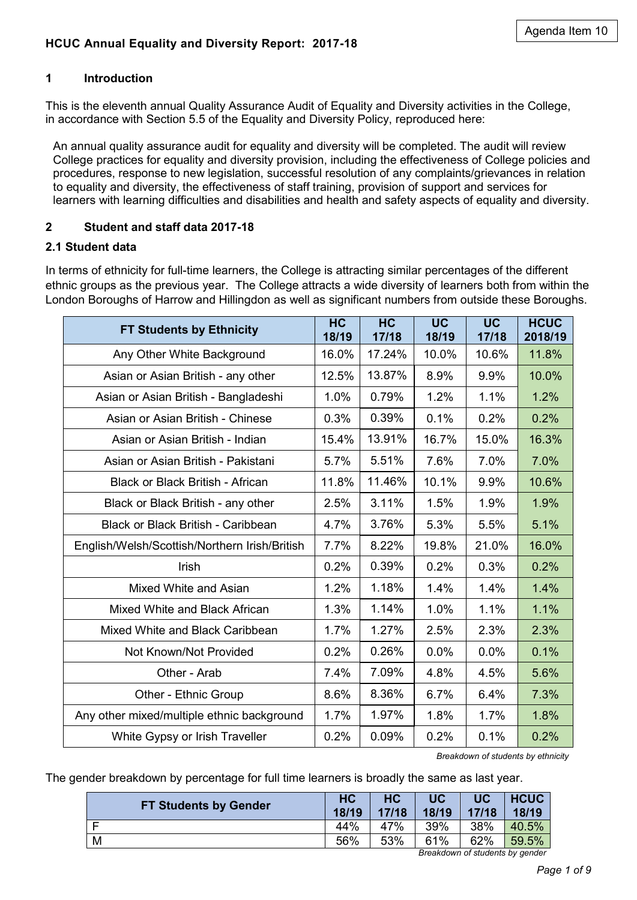Agenda Item 10

# HCUC Annual Equality and Diversity Report: 2017-18

## 1 Introduction

This is the eleventh annual Quality Assurance Audit of Equality and Diversity activities in the College, in accordance with Section 5.5 of the Equality and Diversity Policy, reproduced here:

> An annual quality assurance audit for equality and diversity will be completed. The audit will review College practices for equality and diversity provision, including the effectiveness of College policies and procedures, response to new legislation, successful resolution of any complaints/grievances in relation to equality and diversity, the effectiveness of staff training, provision of support and services for learners with learning difficulties and disabilities and health and safety aspects of equality and diversity.

## 2 Student and staff data 2017-18

### 2.1 Student data

In terms of ethnicity for full-time learners, the College is attracting similar percentages of the different ethnic groups as the previous year. The College attracts a wide diversity of learners both from within the London Boroughs of Harrow and Hillingdon as well as significant numbers from outside these Boroughs.

| FT Students by Ethnicity | HC 18/19 | HC 17/18 | UC 18/19 | UC 17/18 | HCUC 2018/19 |
|---|---|---|---|---|---|
| Any Other White Background | 16.0% | 17.24% | 10.0% | 10.6% | 11.8% |
| Asian or Asian British - any other | 12.5% | 13.87% | 8.9% | 9.9% | 10.0% |
| Asian or Asian British - Bangladeshi | 1.0% | 0.79% | 1.2% | 1.1% | 1.2% |
| Asian or Asian British - Chinese | 0.3% | 0.39% | 0.1% | 0.2% | 0.2% |
| Asian or Asian British - Indian | 15.4% | 13.91% | 16.7% | 15.0% | 16.3% |
| Asian or Asian British - Pakistani | 5.7% | 5.51% | 7.6% | 7.0% | 7.0% |
| Black or Black British - African | 11.8% | 11.46% | 10.1% | 9.9% | 10.6% |
| Black or Black British - any other | 2.5% | 3.11% | 1.5% | 1.9% | 1.9% |
| Black or Black British - Caribbean | 4.7% | 3.76% | 5.3% | 5.5% | 5.1% |
| English/Welsh/Scottish/Northern Irish/British | 7.7% | 8.22% | 19.8% | 21.0% | 16.0% |
| Irish | 0.2% | 0.39% | 0.2% | 0.3% | 0.2% |
| Mixed White and Asian | 1.2% | 1.18% | 1.4% | 1.4% | 1.4% |
| Mixed White and Black African | 1.3% | 1.14% | 1.0% | 1.1% | 1.1% |
| Mixed White and Black Caribbean | 1.7% | 1.27% | 2.5% | 2.3% | 2.3% |
| Not Known/Not Provided | 0.2% | 0.26% | 0.0% | 0.0% | 0.1% |
| Other - Arab | 7.4% | 7.09% | 4.8% | 4.5% | 5.6% |
| Other - Ethnic Group | 8.6% | 8.36% | 6.7% | 6.4% | 7.3% |
| Any other mixed/multiple ethnic background | 1.7% | 1.97% | 1.8% | 1.7% | 1.8% |
| White Gypsy or Irish Traveller | 0.2% | 0.09% | 0.2% | 0.1% | 0.2% |

*Breakdown of students by ethnicity*

The gender breakdown by percentage for full time learners is broadly the same as last year.

| FT Students by Gender | HC 18/19 | HC 17/18 | UC 18/19 | UC 17/18 | HCUC 18/19 |
|---|---|---|---|---|---|
| F | 44% | 47% | 39% | 38% | 40.5% |
| M | 56% | 53% | 61% | 62% | 59.5% |

*Breakdown of students by gender*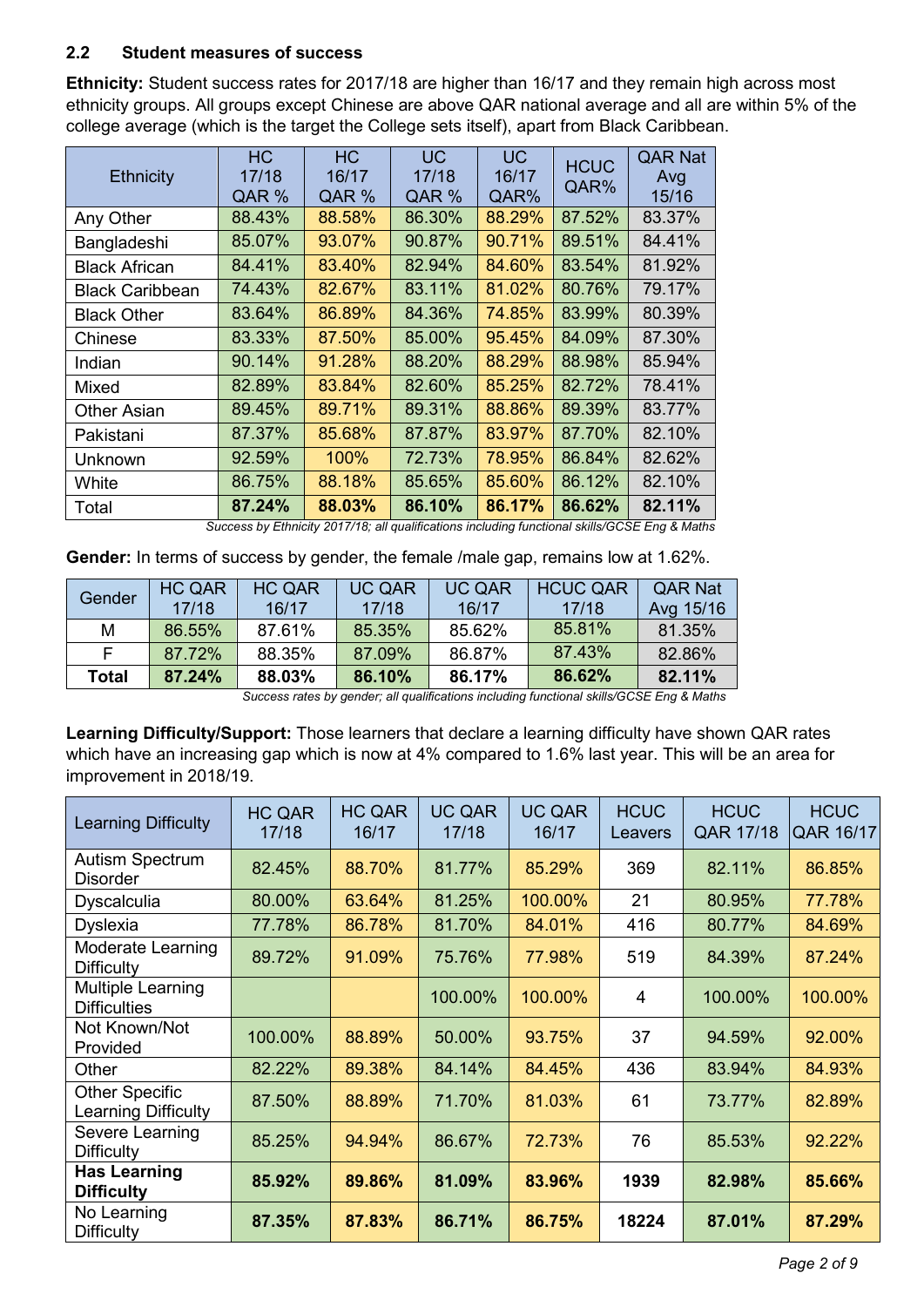### 2.2 Student measures of success

**Ethnicity:** Student success rates for 2017/18 are higher than 16/17 and they remain high across most ethnicity groups. All groups except Chinese are above QAR national average and all are within 5% of the college average (which is the target the College sets itself), apart from Black Caribbean.

| Ethnicity | HC 17/18 QAR % | HC 16/17 QAR % | UC 17/18 QAR % | UC 16/17 QAR% | HCUC QAR% | QAR Nat Avg 15/16 |
|---|---|---|---|---|---|---|
| Any Other | 88.43% | 88.58% | 86.30% | 88.29% | 87.52% | 83.37% |
| Bangladeshi | 85.07% | 93.07% | 90.87% | 90.71% | 89.51% | 84.41% |
| Black African | 84.41% | 83.40% | 82.94% | 84.60% | 83.54% | 81.92% |
| Black Caribbean | 74.43% | 82.67% | 83.11% | 81.02% | 80.76% | 79.17% |
| Black Other | 83.64% | 86.89% | 84.36% | 74.85% | 83.99% | 80.39% |
| Chinese | 83.33% | 87.50% | 85.00% | 95.45% | 84.09% | 87.30% |
| Indian | 90.14% | 91.28% | 88.20% | 88.29% | 88.98% | 85.94% |
| Mixed | 82.89% | 83.84% | 82.60% | 85.25% | 82.72% | 78.41% |
| Other Asian | 89.45% | 89.71% | 89.31% | 88.86% | 89.39% | 83.77% |
| Pakistani | 87.37% | 85.68% | 87.87% | 83.97% | 87.70% | 82.10% |
| Unknown | 92.59% | 100% | 72.73% | 78.95% | 86.84% | 82.62% |
| White | 86.75% | 88.18% | 85.65% | 85.60% | 86.12% | 82.10% |
| Total | **87.24%** | **88.03%** | **86.10%** | **86.17%** | **86.62%** | **82.11%** |

*Success by Ethnicity 2017/18; all qualifications including functional skills/GCSE Eng & Maths*

**Gender:** In terms of success by gender, the female /male gap, remains low at 1.62%.

| Gender | HC QAR 17/18 | HC QAR 16/17 | UC QAR 17/18 | UC QAR 16/17 | HCUC QAR 17/18 | QAR Nat Avg 15/16 |
|---|---|---|---|---|---|---|
| M | 86.55% | 87.61% | 85.35% | 85.62% | 85.81% | 81.35% |
| F | 87.72% | 88.35% | 87.09% | 86.87% | 87.43% | 82.86% |
| **Total** | **87.24%** | **88.03%** | **86.10%** | **86.17%** | **86.62%** | **82.11%** |

*Success rates by gender; all qualifications including functional skills/GCSE Eng & Maths*

**Learning Difficulty/Support:** Those learners that declare a learning difficulty have shown QAR rates which have an increasing gap which is now at 4% compared to 1.6% last year. This will be an area for improvement in 2018/19.

| Learning Difficulty | HC QAR 17/18 | HC QAR 16/17 | UC QAR 17/18 | UC QAR 16/17 | HCUC Leavers | HCUC QAR 17/18 | HCUC QAR 16/17 |
|---|---|---|---|---|---|---|---|
| Autism Spectrum Disorder | 82.45% | 88.70% | 81.77% | 85.29% | 369 | 82.11% | 86.85% |
| Dyscalculia | 80.00% | 63.64% | 81.25% | 100.00% | 21 | 80.95% | 77.78% |
| Dyslexia | 77.78% | 86.78% | 81.70% | 84.01% | 416 | 80.77% | 84.69% |
| Moderate Learning Difficulty | 89.72% | 91.09% | 75.76% | 77.98% | 519 | 84.39% | 87.24% |
| Multiple Learning Difficulties | | | 100.00% | 100.00% | 4 | 100.00% | 100.00% |
| Not Known/Not Provided | 100.00% | 88.89% | 50.00% | 93.75% | 37 | 94.59% | 92.00% |
| Other | 82.22% | 89.38% | 84.14% | 84.45% | 436 | 83.94% | 84.93% |
| Other Specific Learning Difficulty | 87.50% | 88.89% | 71.70% | 81.03% | 61 | 73.77% | 82.89% |
| Severe Learning Difficulty | 85.25% | 94.94% | 86.67% | 72.73% | 76 | 85.53% | 92.22% |
| **Has Learning Difficulty** | **85.92%** | **89.86%** | **81.09%** | **83.96%** | **1939** | **82.98%** | **85.66%** |
| No Learning Difficulty | **87.35%** | **87.83%** | **86.71%** | **86.75%** | **18224** | **87.01%** | **87.29%** |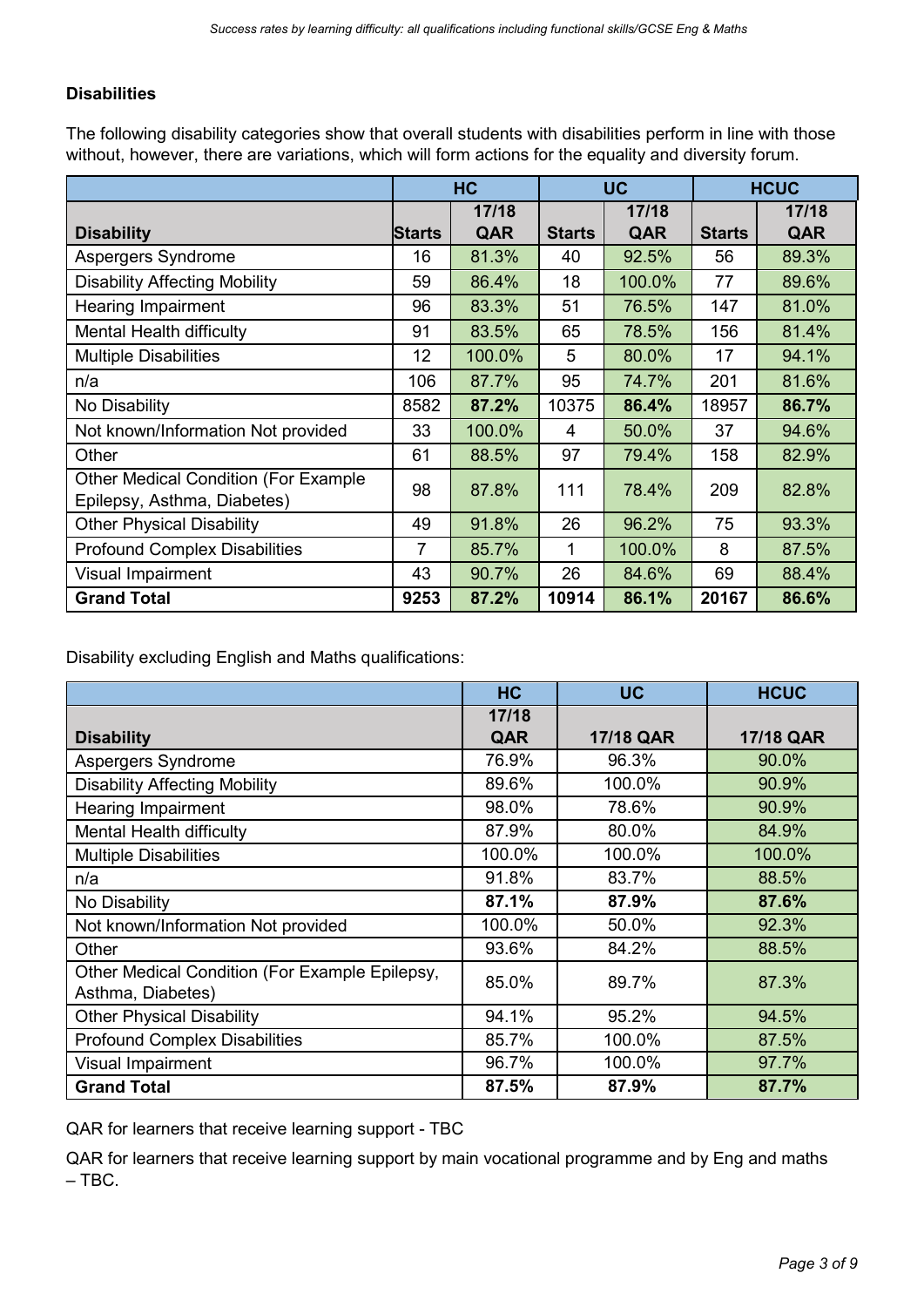### Disabilities

The following disability categories show that overall students with disabilities perform in line with those without, however, there are variations, which will form actions for the equality and diversity forum.

| | HC | | UC | | HCUC | |
|---|---|---|---|---|---|---|
| **Disability** | **Starts** | **17/18 QAR** | **Starts** | **17/18 QAR** | **Starts** | **17/18 QAR** |
| Aspergers Syndrome | 16 | 81.3% | 40 | 92.5% | 56 | 89.3% |
| Disability Affecting Mobility | 59 | 86.4% | 18 | 100.0% | 77 | 89.6% |
| Hearing Impairment | 96 | 83.3% | 51 | 76.5% | 147 | 81.0% |
| Mental Health difficulty | 91 | 83.5% | 65 | 78.5% | 156 | 81.4% |
| Multiple Disabilities | 12 | 100.0% | 5 | 80.0% | 17 | 94.1% |
| n/a | 106 | 87.7% | 95 | 74.7% | 201 | 81.6% |
| No Disability | 8582 | **87.2%** | 10375 | **86.4%** | 18957 | **86.7%** |
| Not known/Information Not provided | 33 | 100.0% | 4 | 50.0% | 37 | 94.6% |
| Other | 61 | 88.5% | 97 | 79.4% | 158 | 82.9% |
| Other Medical Condition (For Example Epilepsy, Asthma, Diabetes) | 98 | 87.8% | 111 | 78.4% | 209 | 82.8% |
| Other Physical Disability | 49 | 91.8% | 26 | 96.2% | 75 | 93.3% |
| Profound Complex Disabilities | 7 | 85.7% | 1 | 100.0% | 8 | 87.5% |
| Visual Impairment | 43 | 90.7% | 26 | 84.6% | 69 | 88.4% |
| **Grand Total** | **9253** | **87.2%** | **10914** | **86.1%** | **20167** | **86.6%** |

Disability excluding English and Maths qualifications:

| | HC | UC | HCUC |
|---|---|---|---|
| **Disability** | **17/18 QAR** | **17/18 QAR** | **17/18 QAR** |
| Aspergers Syndrome | 76.9% | 96.3% | 90.0% |
| Disability Affecting Mobility | 89.6% | 100.0% | 90.9% |
| Hearing Impairment | 98.0% | 78.6% | 90.9% |
| Mental Health difficulty | 87.9% | 80.0% | 84.9% |
| Multiple Disabilities | 100.0% | 100.0% | 100.0% |
| n/a | 91.8% | 83.7% | 88.5% |
| No Disability | **87.1%** | **87.9%** | **87.6%** |
| Not known/Information Not provided | 100.0% | 50.0% | 92.3% |
| Other | 93.6% | 84.2% | 88.5% |
| Other Medical Condition (For Example Epilepsy, Asthma, Diabetes) | 85.0% | 89.7% | 87.3% |
| Other Physical Disability | 94.1% | 95.2% | 94.5% |
| Profound Complex Disabilities | 85.7% | 100.0% | 87.5% |
| Visual Impairment | 96.7% | 100.0% | 97.7% |
| **Grand Total** | **87.5%** | **87.9%** | **87.7%** |

QAR for learners that receive learning support - TBC

QAR for learners that receive learning support by main vocational programme and by Eng and maths – TBC.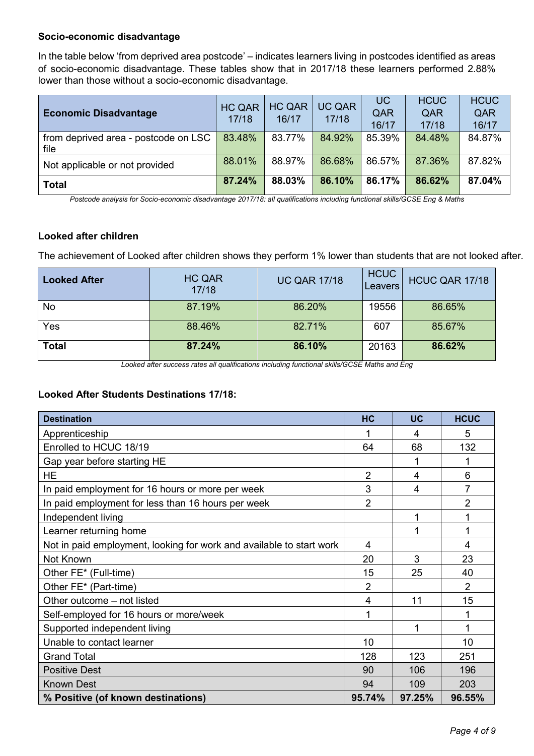### Socio-economic disadvantage

In the table below 'from deprived area postcode' – indicates learners living in postcodes identified as areas of socio-economic disadvantage. These tables show that in 2017/18 these learners performed 2.88% lower than those without a socio-economic disadvantage.

| Economic Disadvantage | HC QAR 17/18 | HC QAR 16/17 | UC QAR 17/18 | UC QAR 16/17 | HCUC QAR 17/18 | HCUC QAR 16/17 |
|---|---|---|---|---|---|---|
| from deprived area - postcode on LSC file | 83.48% | 83.77% | 84.92% | 85.39% | 84.48% | 84.87% |
| Not applicable or not provided | 88.01% | 88.97% | 86.68% | 86.57% | 87.36% | 87.82% |
| **Total** | **87.24%** | **88.03%** | **86.10%** | **86.17%** | **86.62%** | **87.04%** |

*Postcode analysis for Socio-economic disadvantage 2017/18: all qualifications including functional skills/GCSE Eng & Maths*

### Looked after children

The achievement of Looked after children shows they perform 1% lower than students that are not looked after.

| Looked After | HC QAR 17/18 | UC QAR 17/18 | HCUC Leavers | HCUC QAR 17/18 |
|---|---|---|---|---|
| No | 87.19% | 86.20% | 19556 | 86.65% |
| Yes | 88.46% | 82.71% | 607 | 85.67% |
| **Total** | **87.24%** | **86.10%** | 20163 | **86.62%** |

*Looked after success rates all qualifications including functional skills/GCSE Maths and Eng*

### Looked After Students Destinations 17/18:

| Destination | HC | UC | HCUC |
|---|---|---|---|
| Apprenticeship | 1 | 4 | 5 |
| Enrolled to HCUC 18/19 | 64 | 68 | 132 |
| Gap year before starting HE | | 1 | 1 |
| HE | 2 | 4 | 6 |
| In paid employment for 16 hours or more per week | 3 | 4 | 7 |
| In paid employment for less than 16 hours per week | 2 | | 2 |
| Independent living | | 1 | 1 |
| Learner returning home | | 1 | 1 |
| Not in paid employment, looking for work and available to start work | 4 | | 4 |
| Not Known | 20 | 3 | 23 |
| Other FE* (Full-time) | 15 | 25 | 40 |
| Other FE* (Part-time) | 2 | | 2 |
| Other outcome – not listed | 4 | 11 | 15 |
| Self-employed for 16 hours or more/week | 1 | | 1 |
| Supported independent living | | 1 | 1 |
| Unable to contact learner | 10 | | 10 |
| Grand Total | 128 | 123 | 251 |
| Positive Dest | 90 | 106 | 196 |
| Known Dest | 94 | 109 | 203 |
| **% Positive (of known destinations)** | **95.74%** | **97.25%** | **96.55%** |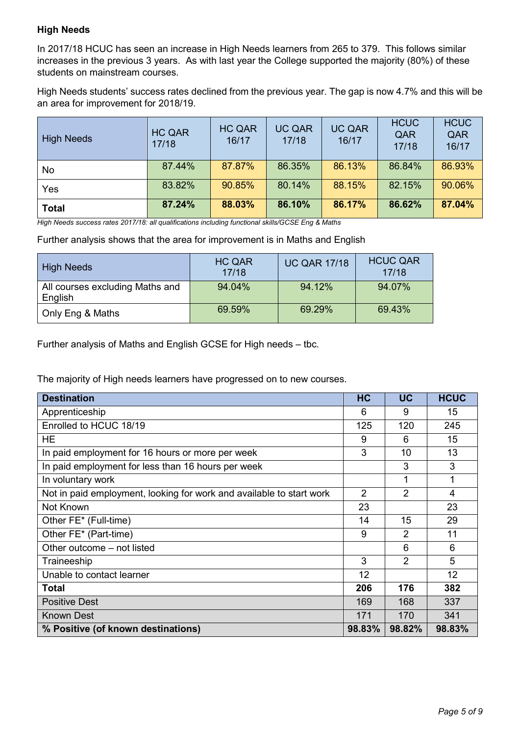**High Needs**

In 2017/18 HCUC has seen an increase in High Needs learners from 265 to 379. This follows similar increases in the previous 3 years. As with last year the College supported the majority (80%) of these students on mainstream courses.

High Needs students' success rates declined from the previous year. The gap is now 4.7% and this will be an area for improvement for 2018/19.

| High Needs | HC QAR 17/18 | HC QAR 16/17 | UC QAR 17/18 | UC QAR 16/17 | HCUC QAR 17/18 | HCUC QAR 16/17 |
|---|---|---|---|---|---|---|
| No | 87.44% | 87.87% | 86.35% | 86.13% | 86.84% | 86.93% |
| Yes | 83.82% | 90.85% | 80.14% | 88.15% | 82.15% | 90.06% |
| **Total** | **87.24%** | **88.03%** | **86.10%** | **86.17%** | **86.62%** | **87.04%** |

*High Needs success rates 2017/18: all qualifications including functional skills/GCSE Eng & Maths*

Further analysis shows that the area for improvement is in Maths and English

| High Needs | HC QAR 17/18 | UC QAR 17/18 | HCUC QAR 17/18 |
|---|---|---|---|
| All courses excluding Maths and English | 94.04% | 94.12% | 94.07% |
| Only Eng & Maths | 69.59% | 69.29% | 69.43% |

Further analysis of Maths and English GCSE for High needs – tbc.

The majority of High needs learners have progressed on to new courses.

| Destination | HC | UC | HCUC |
|---|---|---|---|
| Apprenticeship | 6 | 9 | 15 |
| Enrolled to HCUC 18/19 | 125 | 120 | 245 |
| HE | 9 | 6 | 15 |
| In paid employment for 16 hours or more per week | 3 | 10 | 13 |
| In paid employment for less than 16 hours per week | | 3 | 3 |
| In voluntary work | | 1 | 1 |
| Not in paid employment, looking for work and available to start work | 2 | 2 | 4 |
| Not Known | 23 | | 23 |
| Other FE* (Full-time) | 14 | 15 | 29 |
| Other FE* (Part-time) | 9 | 2 | 11 |
| Other outcome – not listed | | 6 | 6 |
| Traineeship | 3 | 2 | 5 |
| Unable to contact learner | 12 | | 12 |
| **Total** | **206** | **176** | **382** |
| Positive Dest | 169 | 168 | 337 |
| Known Dest | 171 | 170 | 341 |
| **% Positive (of known destinations)** | **98.83%** | **98.82%** | **98.83%** |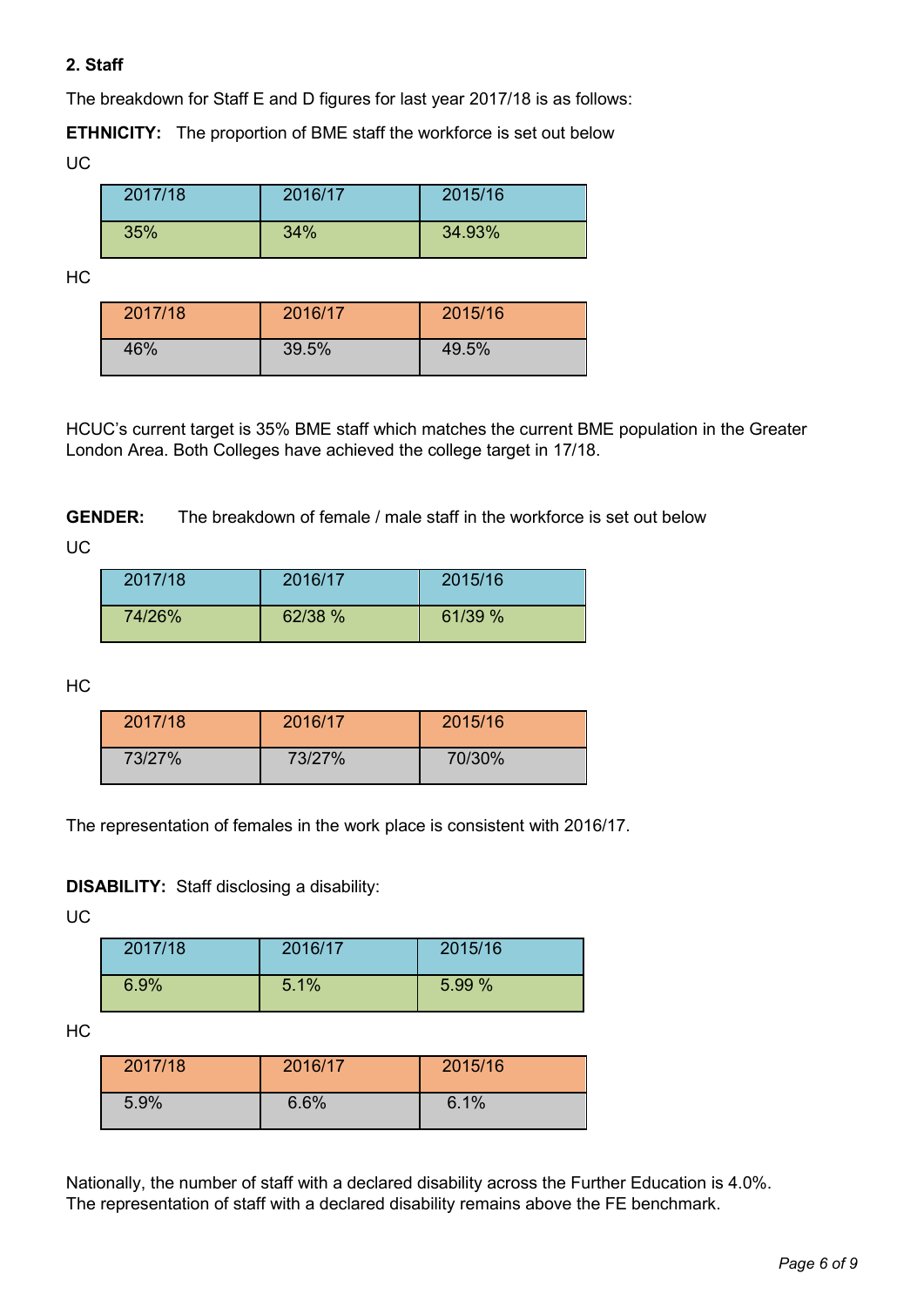## 2. Staff

The breakdown for Staff E and D figures for last year 2017/18 is as follows:

**ETHNICITY:** The proportion of BME staff the workforce is set out below

UC

| 2017/18 | 2016/17 | 2015/16 |
|---|---|---|
| 35% | 34% | 34.93% |

HC

| 2017/18 | 2016/17 | 2015/16 |
|---|---|---|
| 46% | 39.5% | 49.5% |

HCUC's current target is 35% BME staff which matches the current BME population in the Greater London Area. Both Colleges have achieved the college target in 17/18.

**GENDER:** The breakdown of female / male staff in the workforce is set out below

UC

| 2017/18 | 2016/17 | 2015/16 |
|---|---|---|
| 74/26% | 62/38 % | 61/39 % |

HC

| 2017/18 | 2016/17 | 2015/16 |
|---|---|---|
| 73/27% | 73/27% | 70/30% |

The representation of females in the work place is consistent with 2016/17.

**DISABILITY:** Staff disclosing a disability:

UC

| 2017/18 | 2016/17 | 2015/16 |
|---|---|---|
| 6.9% | 5.1% | 5.99 % |

HC

| 2017/18 | 2016/17 | 2015/16 |
|---|---|---|
| 5.9% | 6.6% | 6.1% |

Nationally, the number of staff with a declared disability across the Further Education is 4.0%. The representation of staff with a declared disability remains above the FE benchmark.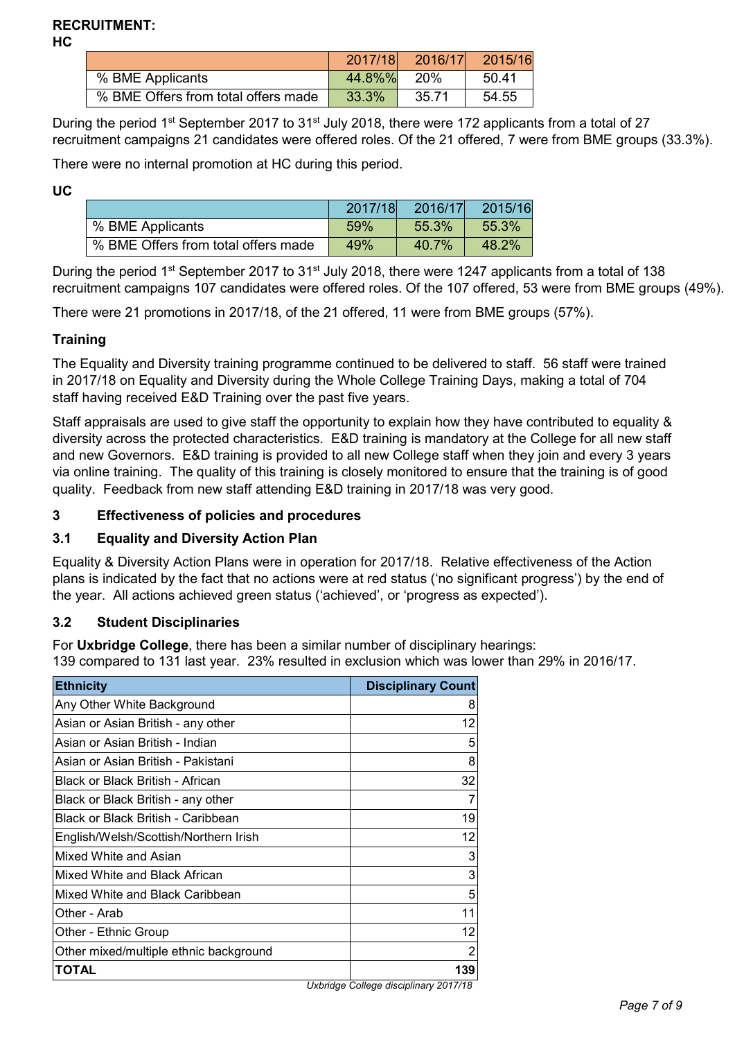**RECRUITMENT:**

**HC**

| | 2017/18 | 2016/17 | 2015/16 |
|---|---|---|---|
| % BME Applicants | 44.8%% | 20% | 50.41 |
| % BME Offers from total offers made | 33.3% | 35.71 | 54.55 |

During the period 1st September 2017 to 31st July 2018, there were 172 applicants from a total of 27 recruitment campaigns 21 candidates were offered roles. Of the 21 offered, 7 were from BME groups (33.3%).

There were no internal promotion at HC during this period.

**UC**

| | 2017/18 | 2016/17 | 2015/16 |
|---|---|---|---|
| % BME Applicants | 59% | 55.3% | 55.3% |
| % BME Offers from total offers made | 49% | 40.7% | 48.2% |

During the period 1st September 2017 to 31st July 2018, there were 1247 applicants from a total of 138 recruitment campaigns 107 candidates were offered roles. Of the 107 offered, 53 were from BME groups (49%).

There were 21 promotions in 2017/18, of the 21 offered, 11 were from BME groups (57%).

**Training**

The Equality and Diversity training programme continued to be delivered to staff. 56 staff were trained in 2017/18 on Equality and Diversity during the Whole College Training Days, making a total of 704 staff having received E&D Training over the past five years.

Staff appraisals are used to give staff the opportunity to explain how they have contributed to equality & diversity across the protected characteristics. E&D training is mandatory at the College for all new staff and new Governors. E&D training is provided to all new College staff when they join and every 3 years via online training. The quality of this training is closely monitored to ensure that the training is of good quality. Feedback from new staff attending E&D training in 2017/18 was very good.

## 3 Effectiveness of policies and procedures

### 3.1 Equality and Diversity Action Plan

Equality & Diversity Action Plans were in operation for 2017/18. Relative effectiveness of the Action plans is indicated by the fact that no actions were at red status ('no significant progress') by the end of the year. All actions achieved green status ('achieved', or 'progress as expected').

### 3.2 Student Disciplinaries

For **Uxbridge College**, there has been a similar number of disciplinary hearings:
139 compared to 131 last year. 23% resulted in exclusion which was lower than 29% in 2016/17.

| Ethnicity | Disciplinary Count |
|---|---|
| Any Other White Background | 8 |
| Asian or Asian British - any other | 12 |
| Asian or Asian British - Indian | 5 |
| Asian or Asian British - Pakistani | 8 |
| Black or Black British - African | 32 |
| Black or Black British - any other | 7 |
| Black or Black British - Caribbean | 19 |
| English/Welsh/Scottish/Northern Irish | 12 |
| Mixed White and Asian | 3 |
| Mixed White and Black African | 3 |
| Mixed White and Black Caribbean | 5 |
| Other - Arab | 11 |
| Other - Ethnic Group | 12 |
| Other mixed/multiple ethnic background | 2 |
| **TOTAL** | **139** |

*Uxbridge College disciplinary 2017/18*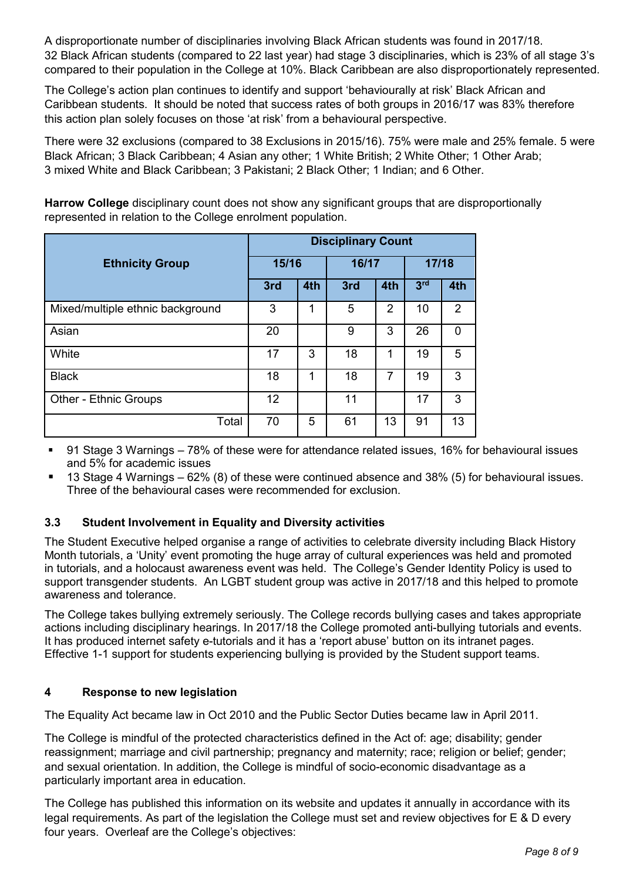A disproportionate number of disciplinaries involving Black African students was found in 2017/18. 32 Black African students (compared to 22 last year) had stage 3 disciplinaries, which is 23% of all stage 3's compared to their population in the College at 10%. Black Caribbean are also disproportionately represented.

The College's action plan continues to identify and support 'behaviourally at risk' Black African and Caribbean students. It should be noted that success rates of both groups in 2016/17 was 83% therefore this action plan solely focuses on those 'at risk' from a behavioural perspective.

There were 32 exclusions (compared to 38 Exclusions in 2015/16). 75% were male and 25% female. 5 were Black African; 3 Black Caribbean; 4 Asian any other; 1 White British; 2 White Other; 1 Other Arab; 3 mixed White and Black Caribbean; 3 Pakistani; 2 Black Other; 1 Indian; and 6 Other.

**Harrow College** disciplinary count does not show any significant groups that are disproportionally represented in relation to the College enrolment population.

| Ethnicity Group | Disciplinary Count | | | | | |
|---|---|---|---|---|---|---|
| | 15/16 | | 16/17 | | 17/18 | |
| | 3rd | 4th | 3rd | 4th | 3rd | 4th |
| Mixed/multiple ethnic background | 3 | 1 | 5 | 2 | 10 | 2 |
| Asian | 20 | | 9 | 3 | 26 | 0 |
| White | 17 | 3 | 18 | 1 | 19 | 5 |
| Black | 18 | 1 | 18 | 7 | 19 | 3 |
| Other - Ethnic Groups | 12 | | 11 | | 17 | 3 |
| Total | 70 | 5 | 61 | 13 | 91 | 13 |

- 91 Stage 3 Warnings – 78% of these were for attendance related issues, 16% for behavioural issues and 5% for academic issues
- 13 Stage 4 Warnings – 62% (8) of these were continued absence and 38% (5) for behavioural issues. Three of the behavioural cases were recommended for exclusion.

### 3.3 Student Involvement in Equality and Diversity activities

The Student Executive helped organise a range of activities to celebrate diversity including Black History Month tutorials, a 'Unity' event promoting the huge array of cultural experiences was held and promoted in tutorials, and a holocaust awareness event was held. The College's Gender Identity Policy is used to support transgender students. An LGBT student group was active in 2017/18 and this helped to promote awareness and tolerance.

The College takes bullying extremely seriously. The College records bullying cases and takes appropriate actions including disciplinary hearings. In 2017/18 the College promoted anti-bullying tutorials and events. It has produced internet safety e-tutorials and it has a 'report abuse' button on its intranet pages. Effective 1-1 support for students experiencing bullying is provided by the Student support teams.

## 4 Response to new legislation

The Equality Act became law in Oct 2010 and the Public Sector Duties became law in April 2011.

The College is mindful of the protected characteristics defined in the Act of: age; disability; gender reassignment; marriage and civil partnership; pregnancy and maternity; race; religion or belief; gender; and sexual orientation. In addition, the College is mindful of socio-economic disadvantage as a particularly important area in education.

The College has published this information on its website and updates it annually in accordance with its legal requirements. As part of the legislation the College must set and review objectives for E & D every four years. Overleaf are the College's objectives: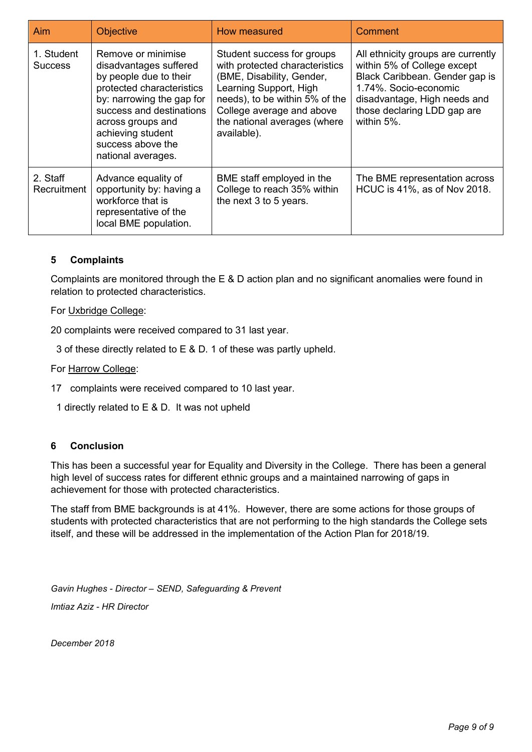| Aim | Objective | How measured | Comment |
|---|---|---|---|
| 1. Student Success | Remove or minimise disadvantages suffered by people due to their protected characteristics by: narrowing the gap for success and destinations across groups and achieving student success above the national averages. | Student success for groups with protected characteristics (BME, Disability, Gender, Learning Support, High needs), to be within 5% of the College average and above the national averages (where available). | All ethnicity groups are currently within 5% of College except Black Caribbean. Gender gap is 1.74%. Socio-economic disadvantage, High needs and those declaring LDD gap are within 5%. |
| 2. Staff Recruitment | Advance equality of opportunity by: having a workforce that is representative of the local BME population. | BME staff employed in the College to reach 35% within the next 3 to 5 years. | The BME representation across HCUC is 41%, as of Nov 2018. |

## 5 Complaints

Complaints are monitored through the E & D action plan and no significant anomalies were found in relation to protected characteristics.

For Uxbridge College:

20 complaints were received compared to 31 last year.

3 of these directly related to E & D. 1 of these was partly upheld.

For Harrow College:

17 complaints were received compared to 10 last year.

1 directly related to E & D. It was not upheld

## 6 Conclusion

This has been a successful year for Equality and Diversity in the College. There has been a general high level of success rates for different ethnic groups and a maintained narrowing of gaps in achievement for those with protected characteristics.

The staff from BME backgrounds is at 41%. However, there are some actions for those groups of students with protected characteristics that are not performing to the high standards the College sets itself, and these will be addressed in the implementation of the Action Plan for 2018/19.

*Gavin Hughes - Director – SEND, Safeguarding & Prevent*

*Imtiaz Aziz - HR Director*

*December 2018*